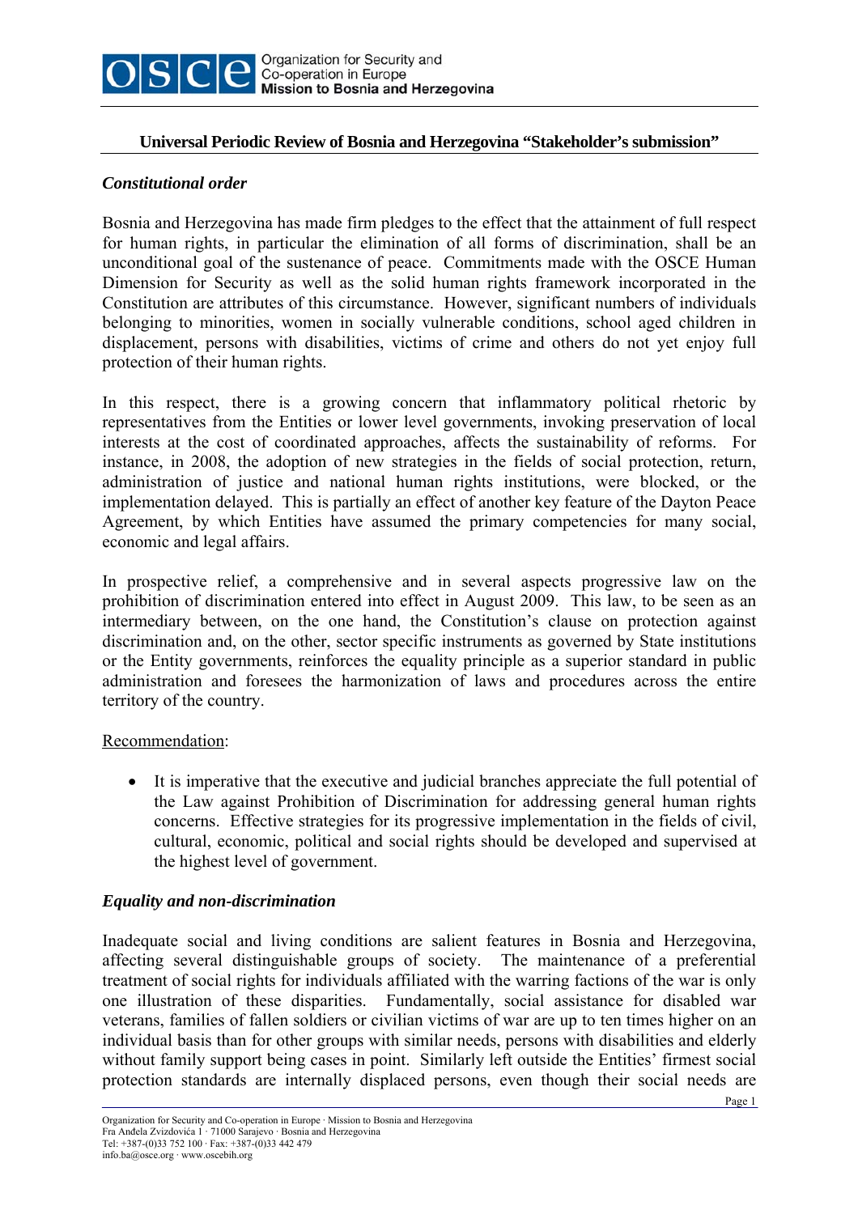**Universal Periodic Review of Bosnia and Herzegovina "Stakeholder's submission"**

## *Constitutional order*

Bosnia and Herzegovina has made firm pledges to the effect that the attainment of full respect for human rights, in particular the elimination of all forms of discrimination, shall be an unconditional goal of the sustenance of peace. Commitments made with the OSCE Human Dimension for Security as well as the solid human rights framework incorporated in the Constitution are attributes of this circumstance. However, significant numbers of individuals belonging to minorities, women in socially vulnerable conditions, school aged children in displacement, persons with disabilities, victims of crime and others do not yet enjoy full protection of their human rights.

In this respect, there is a growing concern that inflammatory political rhetoric by representatives from the Entities or lower level governments, invoking preservation of local interests at the cost of coordinated approaches, affects the sustainability of reforms. For instance, in 2008, the adoption of new strategies in the fields of social protection, return, administration of justice and national human rights institutions, were blocked, or the implementation delayed. This is partially an effect of another key feature of the Dayton Peace Agreement, by which Entities have assumed the primary competencies for many social, economic and legal affairs.

In prospective relief, a comprehensive and in several aspects progressive law on the prohibition of discrimination entered into effect in August 2009. This law, to be seen as an intermediary between, on the one hand, the Constitution's clause on protection against discrimination and, on the other, sector specific instruments as governed by State institutions or the Entity governments, reinforces the equality principle as a superior standard in public administration and foresees the harmonization of laws and procedures across the entire territory of the country.

Recommendation:

- It is imperative that the executive and judicial branches appreciate the full potential of the Law against Prohibition of Discrimination for addressing general human rights concerns. Effective strategies for its progressive implementation in the fields of civil, cultural, economic, political and social rights should be developed and supervised at the highest level of government.

## *Equality and non-discrimination*

Inadequate social and living conditions are salient features in Bosnia and Herzegovina, affecting several distinguishable groups of society. The maintenance of a preferential treatment of social rights for individuals affiliated with the warring factions of the war is only one illustration of these disparities. Fundamentally, social assistance for disabled war veterans, families of fallen soldiers or civilian victims of war are up to ten times higher on an individual basis than for other groups with similar needs, persons with disabilities and elderly without family support being cases in point. Similarly left outside the Entities' firmest social protection standards are internally displaced persons, even though their social needs are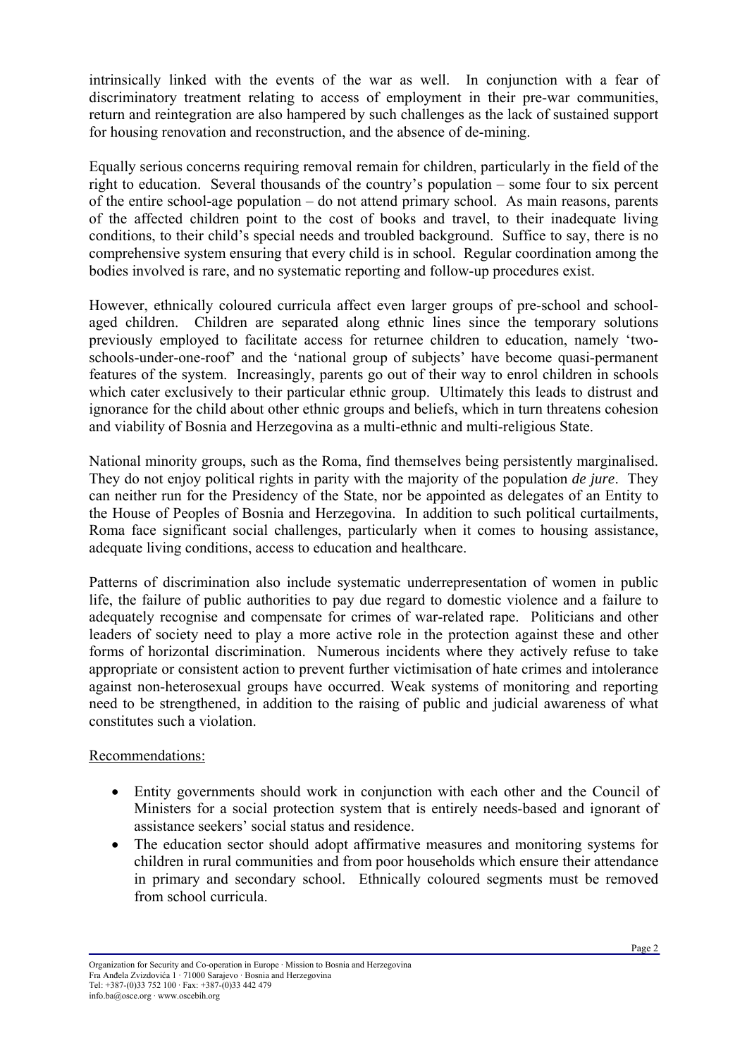intrinsically linked with the events of the war as well. In conjunction with a fear of discriminatory treatment relating to access of employment in their pre-war communities, return and reintegration are also hampered by such challenges as the lack of sustained support for housing renovation and reconstruction, and the absence of de-mining.

Equally serious concerns requiring removal remain for children, particularly in the field of the right to education. Several thousands of the country's population – some four to six percent of the entire school-age population – do not attend primary school. As main reasons, parents of the affected children point to the cost of books and travel, to their inadequate living conditions, to their child's special needs and troubled background. Suffice to say, there is no comprehensive system ensuring that every child is in school. Regular coordination among the bodies involved is rare, and no systematic reporting and follow-up procedures exist.

However, ethnically coloured curricula affect even larger groups of pre-school and school-aged children. Children are separated along ethnic lines since the temporary solutions previously employed to facilitate access for returnee children to education, namely 'two-schools-under-one-roof' and the 'national group of subjects' have become quasi-permanent features of the system. Increasingly, parents go out of their way to enrol children in schools which cater exclusively to their particular ethnic group. Ultimately this leads to distrust and ignorance for the child about other ethnic groups and beliefs, which in turn threatens cohesion and viability of Bosnia and Herzegovina as a multi-ethnic and multi-religious State.

National minority groups, such as the Roma, find themselves being persistently marginalised. They do not enjoy political rights in parity with the majority of the population *de jure*. They can neither run for the Presidency of the State, nor be appointed as delegates of an Entity to the House of Peoples of Bosnia and Herzegovina. In addition to such political curtailments, Roma face significant social challenges, particularly when it comes to housing assistance, adequate living conditions, access to education and healthcare.

Patterns of discrimination also include systematic underrepresentation of women in public life, the failure of public authorities to pay due regard to domestic violence and a failure to adequately recognise and compensate for crimes of war-related rape. Politicians and other leaders of society need to play a more active role in the protection against these and other forms of horizontal discrimination. Numerous incidents where they actively refuse to take appropriate or consistent action to prevent further victimisation of hate crimes and intolerance against non-heterosexual groups have occurred. Weak systems of monitoring and reporting need to be strengthened, in addition to the raising of public and judicial awareness of what constitutes such a violation.

Recommendations:

- Entity governments should work in conjunction with each other and the Council of Ministers for a social protection system that is entirely needs-based and ignorant of assistance seekers' social status and residence.
- The education sector should adopt affirmative measures and monitoring systems for children in rural communities and from poor households which ensure their attendance in primary and secondary school. Ethnically coloured segments must be removed from school curricula.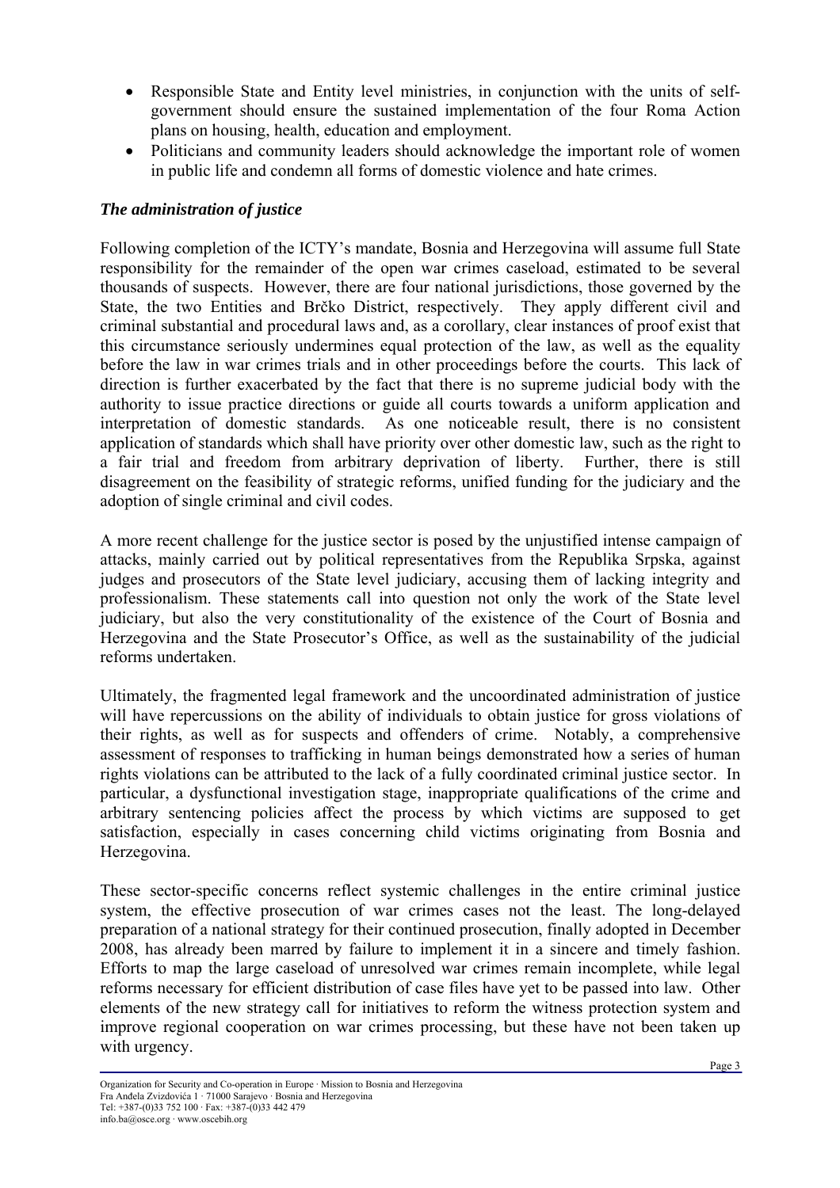- Responsible State and Entity level ministries, in conjunction with the units of self-government should ensure the sustained implementation of the four Roma Action plans on housing, health, education and employment.
- Politicians and community leaders should acknowledge the important role of women in public life and condemn all forms of domestic violence and hate crimes.

### *The administration of justice*

Following completion of the ICTY's mandate, Bosnia and Herzegovina will assume full State responsibility for the remainder of the open war crimes caseload, estimated to be several thousands of suspects. However, there are four national jurisdictions, those governed by the State, the two Entities and Brčko District, respectively. They apply different civil and criminal substantial and procedural laws and, as a corollary, clear instances of proof exist that this circumstance seriously undermines equal protection of the law, as well as the equality before the law in war crimes trials and in other proceedings before the courts. This lack of direction is further exacerbated by the fact that there is no supreme judicial body with the authority to issue practice directions or guide all courts towards a uniform application and interpretation of domestic standards. As one noticeable result, there is no consistent application of standards which shall have priority over other domestic law, such as the right to a fair trial and freedom from arbitrary deprivation of liberty. Further, there is still disagreement on the feasibility of strategic reforms, unified funding for the judiciary and the adoption of single criminal and civil codes.

A more recent challenge for the justice sector is posed by the unjustified intense campaign of attacks, mainly carried out by political representatives from the Republika Srpska, against judges and prosecutors of the State level judiciary, accusing them of lacking integrity and professionalism. These statements call into question not only the work of the State level judiciary, but also the very constitutionality of the existence of the Court of Bosnia and Herzegovina and the State Prosecutor's Office, as well as the sustainability of the judicial reforms undertaken.

Ultimately, the fragmented legal framework and the uncoordinated administration of justice will have repercussions on the ability of individuals to obtain justice for gross violations of their rights, as well as for suspects and offenders of crime. Notably, a comprehensive assessment of responses to trafficking in human beings demonstrated how a series of human rights violations can be attributed to the lack of a fully coordinated criminal justice sector. In particular, a dysfunctional investigation stage, inappropriate qualifications of the crime and arbitrary sentencing policies affect the process by which victims are supposed to get satisfaction, especially in cases concerning child victims originating from Bosnia and Herzegovina.

These sector-specific concerns reflect systemic challenges in the entire criminal justice system, the effective prosecution of war crimes cases not the least. The long-delayed preparation of a national strategy for their continued prosecution, finally adopted in December 2008, has already been marred by failure to implement it in a sincere and timely fashion. Efforts to map the large caseload of unresolved war crimes remain incomplete, while legal reforms necessary for efficient distribution of case files have yet to be passed into law. Other elements of the new strategy call for initiatives to reform the witness protection system and improve regional cooperation on war crimes processing, but these have not been taken up with urgency.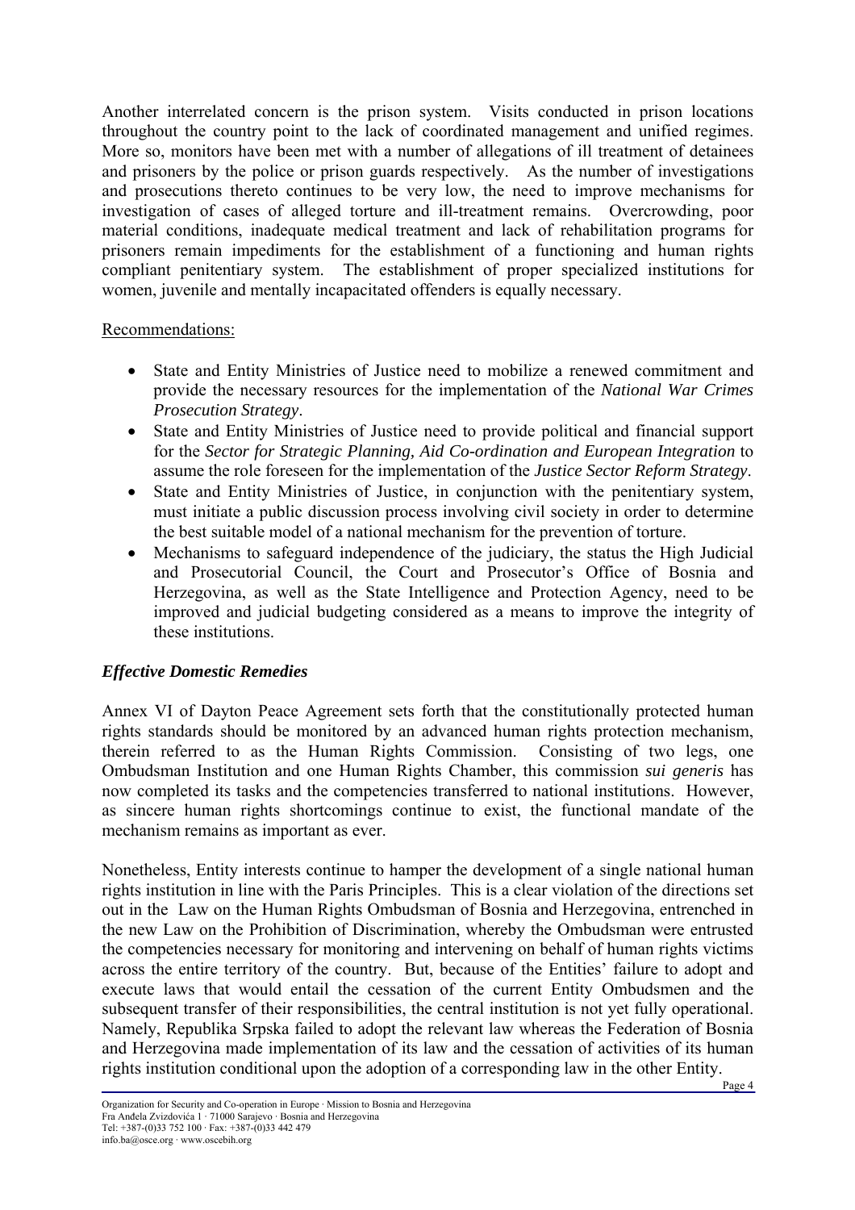Another interrelated concern is the prison system. Visits conducted in prison locations throughout the country point to the lack of coordinated management and unified regimes. More so, monitors have been met with a number of allegations of ill treatment of detainees and prisoners by the police or prison guards respectively. As the number of investigations and prosecutions thereto continues to be very low, the need to improve mechanisms for investigation of cases of alleged torture and ill-treatment remains. Overcrowding, poor material conditions, inadequate medical treatment and lack of rehabilitation programs for prisoners remain impediments for the establishment of a functioning and human rights compliant penitentiary system. The establishment of proper specialized institutions for women, juvenile and mentally incapacitated offenders is equally necessary.

Recommendations:

- State and Entity Ministries of Justice need to mobilize a renewed commitment and provide the necessary resources for the implementation of the *National War Crimes Prosecution Strategy*.
- State and Entity Ministries of Justice need to provide political and financial support for the *Sector for Strategic Planning, Aid Co-ordination and European Integration* to assume the role foreseen for the implementation of the *Justice Sector Reform Strategy*.
- State and Entity Ministries of Justice, in conjunction with the penitentiary system, must initiate a public discussion process involving civil society in order to determine the best suitable model of a national mechanism for the prevention of torture.
- Mechanisms to safeguard independence of the judiciary, the status the High Judicial and Prosecutorial Council, the Court and Prosecutor's Office of Bosnia and Herzegovina, as well as the State Intelligence and Protection Agency, need to be improved and judicial budgeting considered as a means to improve the integrity of these institutions.

### *Effective Domestic Remedies*

Annex VI of Dayton Peace Agreement sets forth that the constitutionally protected human rights standards should be monitored by an advanced human rights protection mechanism, therein referred to as the Human Rights Commission. Consisting of two legs, one Ombudsman Institution and one Human Rights Chamber, this commission *sui generis* has now completed its tasks and the competencies transferred to national institutions. However, as sincere human rights shortcomings continue to exist, the functional mandate of the mechanism remains as important as ever.

Nonetheless, Entity interests continue to hamper the development of a single national human rights institution in line with the Paris Principles. This is a clear violation of the directions set out in the Law on the Human Rights Ombudsman of Bosnia and Herzegovina, entrenched in the new Law on the Prohibition of Discrimination, whereby the Ombudsman were entrusted the competencies necessary for monitoring and intervening on behalf of human rights victims across the entire territory of the country. But, because of the Entities' failure to adopt and execute laws that would entail the cessation of the current Entity Ombudsmen and the subsequent transfer of their responsibilities, the central institution is not yet fully operational. Namely, Republika Srpska failed to adopt the relevant law whereas the Federation of Bosnia and Herzegovina made implementation of its law and the cessation of activities of its human rights institution conditional upon the adoption of a corresponding law in the other Entity.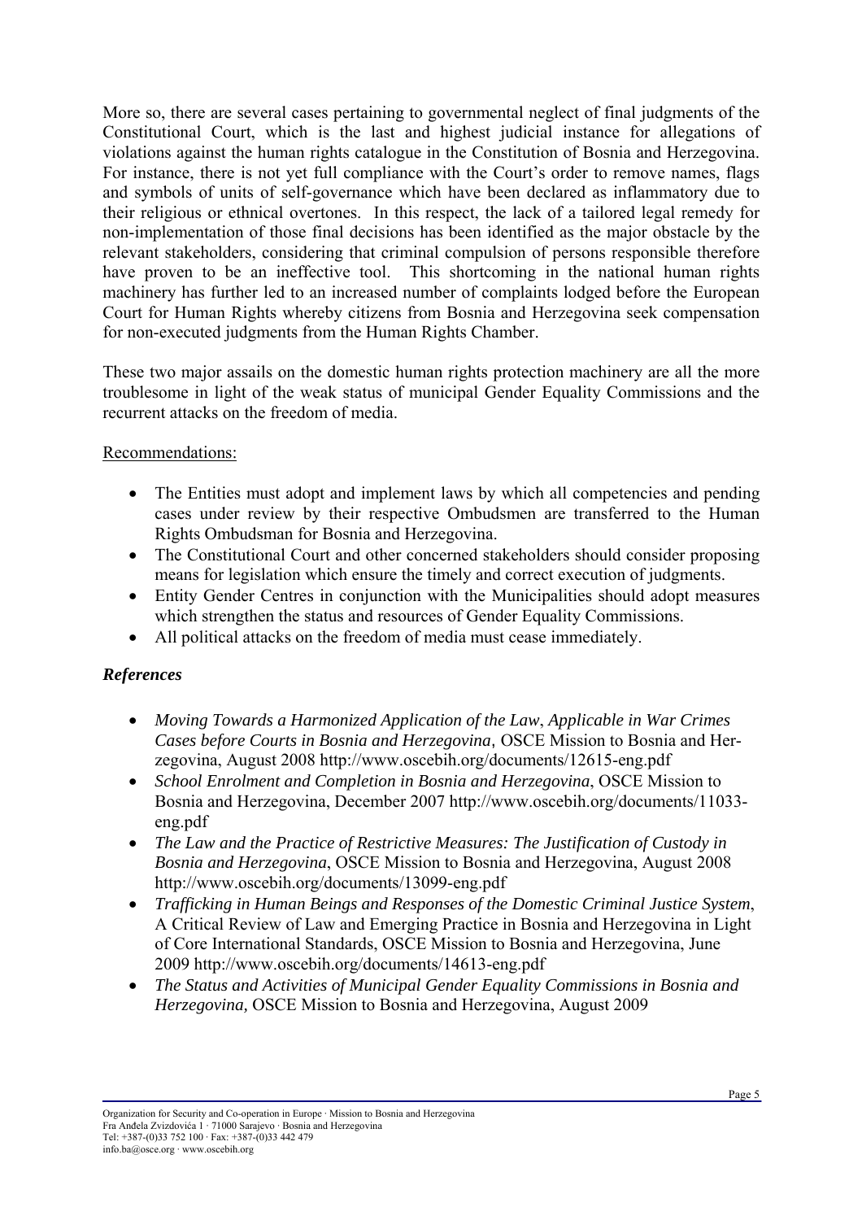More so, there are several cases pertaining to governmental neglect of final judgments of the Constitutional Court, which is the last and highest judicial instance for allegations of violations against the human rights catalogue in the Constitution of Bosnia and Herzegovina. For instance, there is not yet full compliance with the Court's order to remove names, flags and symbols of units of self-governance which have been declared as inflammatory due to their religious or ethnical overtones. In this respect, the lack of a tailored legal remedy for non-implementation of those final decisions has been identified as the major obstacle by the relevant stakeholders, considering that criminal compulsion of persons responsible therefore have proven to be an ineffective tool. This shortcoming in the national human rights machinery has further led to an increased number of complaints lodged before the European Court for Human Rights whereby citizens from Bosnia and Herzegovina seek compensation for non-executed judgments from the Human Rights Chamber.

These two major assails on the domestic human rights protection machinery are all the more troublesome in light of the weak status of municipal Gender Equality Commissions and the recurrent attacks on the freedom of media.

Recommendations:

- The Entities must adopt and implement laws by which all competencies and pending cases under review by their respective Ombudsmen are transferred to the Human Rights Ombudsman for Bosnia and Herzegovina.
- The Constitutional Court and other concerned stakeholders should consider proposing means for legislation which ensure the timely and correct execution of judgments.
- Entity Gender Centres in conjunction with the Municipalities should adopt measures which strengthen the status and resources of Gender Equality Commissions.
- All political attacks on the freedom of media must cease immediately.

### *References*

- *Moving Towards a Harmonized Application of the Law*, *Applicable in War Crimes Cases before Courts in Bosnia and Herzegovina*, OSCE Mission to Bosnia and Herzegovina, August 2008 http://www.oscebih.org/documents/12615-eng.pdf
- *School Enrolment and Completion in Bosnia and Herzegovina*, OSCE Mission to Bosnia and Herzegovina, December 2007 http://www.oscebih.org/documents/11033-eng.pdf
- *The Law and the Practice of Restrictive Measures: The Justification of Custody in Bosnia and Herzegovina*, OSCE Mission to Bosnia and Herzegovina, August 2008 http://www.oscebih.org/documents/13099-eng.pdf
- *Trafficking in Human Beings and Responses of the Domestic Criminal Justice System*, A Critical Review of Law and Emerging Practice in Bosnia and Herzegovina in Light of Core International Standards, OSCE Mission to Bosnia and Herzegovina, June 2009 http://www.oscebih.org/documents/14613-eng.pdf
- *The Status and Activities of Municipal Gender Equality Commissions in Bosnia and Herzegovina,* OSCE Mission to Bosnia and Herzegovina, August 2009